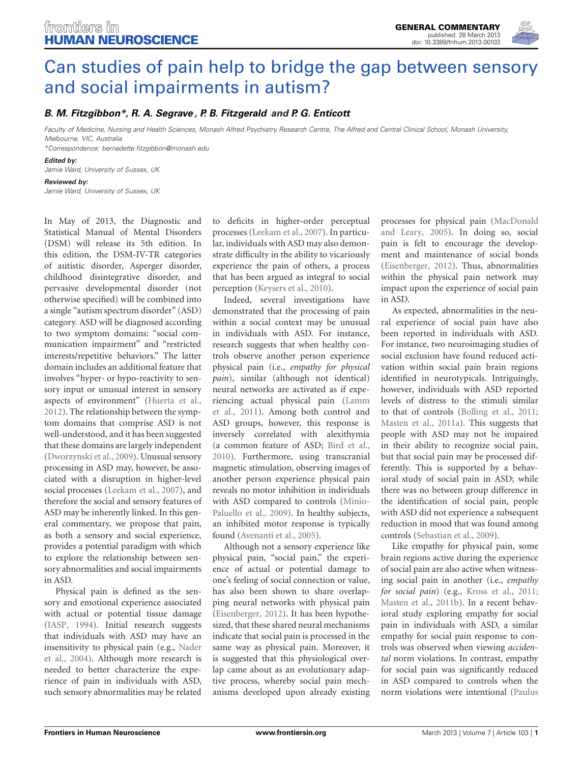GENERAL COMMENTARY
published: 28 March 2013
doi: 10.3389/fnhum.2013.00103

# Can studies of pain help to bridge the gap between sensory and social impairments in autism?

***B. M. Fitzgibbon\*, R. A. Segrave, P. B. Fitzgerald and P. G. Enticott***

*Faculty of Medicine, Nursing and Health Sciences, Monash Alfred Psychiatry Research Centre, The Alfred and Central Clinical School, Monash University, Melbourne, VIC, Australia*

*\*Correspondence: bernadette.fitzgibbon@monash.edu*

***Edited by:***
*Jamie Ward, University of Sussex, UK*

***Reviewed by:***
*Jamie Ward, University of Sussex, UK*

In May of 2013, the Diagnostic and Statistical Manual of Mental Disorders (DSM) will release its 5th edition. In this edition, the DSM-IV-TR categories of autistic disorder, Asperger disorder, childhood disintegrative disorder, and pervasive developmental disorder (not otherwise specified) will be combined into a single "autism spectrum disorder" (ASD) category. ASD will be diagnosed according to two symptom domains: "social communication impairment" and "restricted interests/repetitive behaviors." The latter domain includes an additional feature that involves "hyper- or hypo-reactivity to sensory input or unusual interest in sensory aspects of environment" (Huerta et al., 2012). The relationship between the symptom domains that comprise ASD is not well-understood, and it has been suggested that these domains are largely independent (Dworzynski et al., 2009). Unusual sensory processing in ASD may, however, be associated with a disruption in higher-level social processes (Leekam et al., 2007), and therefore the social and sensory features of ASD may be inherently linked. In this general commentary, we propose that pain, as both a sensory and social experience, provides a potential paradigm with which to explore the relationship between sensory abnormalities and social impairments in ASD.

Physical pain is defined as the sensory and emotional experience associated with actual or potential tissue damage (IASP, 1994). Initial research suggests that individuals with ASD may have an insensitivity to physical pain (e.g., Nader et al., 2004). Although more research is needed to better characterize the experience of pain in individuals with ASD, such sensory abnormalities may be related to deficits in higher-order perceptual processes (Leekam et al., 2007). In particular, individuals with ASD may also demonstrate difficulty in the ability to vicariously experience the pain of others, a process that has been argued as integral to social perception (Keysers et al., 2010).

Indeed, several investigations have demonstrated that the processing of pain within a social context may be unusual in individuals with ASD. For instance, research suggests that when healthy controls observe another person experience physical pain (i.e., *empathy for physical pain*), similar (although not identical) neural networks are activated as if experiencing actual physical pain (Lamm et al., 2011). Among both control and ASD groups, however, this response is inversely correlated with alexithymia (a common feature of ASD; Bird et al., 2010). Furthermore, using transcranial magnetic stimulation, observing images of another person experience physical pain reveals no motor inhibition in individuals with ASD compared to controls (Minio-Paluello et al., 2009). In healthy subjects, an inhibited motor response is typically found (Avenanti et al., 2005).

Although not a sensory experience like physical pain, "social pain," the experience of actual or potential damage to one's feeling of social connection or value, has also been shown to share overlapping neural networks with physical pain (Eisenberger, 2012). It has been hypothesized, that these shared neural mechanisms indicate that social pain is processed in the same way as physical pain. Moreover, it is suggested that this physiological overlap came about as an evolutionary adaptive process, whereby social pain mechanisms developed upon already existing processes for physical pain (MacDonald and Leary, 2005). In doing so, social pain is felt to encourage the development and maintenance of social bonds (Eisenberger, 2012). Thus, abnormalities within the physical pain network may impact upon the experience of social pain in ASD.

As expected, abnormalities in the neural experience of social pain have also been reported in individuals with ASD. For instance, two neuroimaging studies of social exclusion have found reduced activation within social pain brain regions identified in neurotypicals. Intriguingly, however, individuals with ASD reported levels of distress to the stimuli similar to that of controls (Bolling et al., 2011; Masten et al., 2011a). This suggests that people with ASD may not be impaired in their ability to recognize social pain, but that social pain may be processed differently. This is supported by a behavioral study of social pain in ASD; while there was no between group difference in the identification of social pain, people with ASD did not experience a subsequent reduction in mood that was found among controls (Sebastian et al., 2009).

Like empathy for physical pain, some brain regions active during the experience of social pain are also active when witnessing social pain in another (i.e., *empathy for social pain*) (e.g., Kross et al., 2011; Masten et al., 2011b). In a recent behavioral study exploring empathy for social pain in individuals with ASD, a similar empathy for social pain response to controls was observed when viewing *accidental* norm violations. In contrast, empathy for social pain was significantly reduced in ASD compared to controls when the norm violations were intentional (Paulus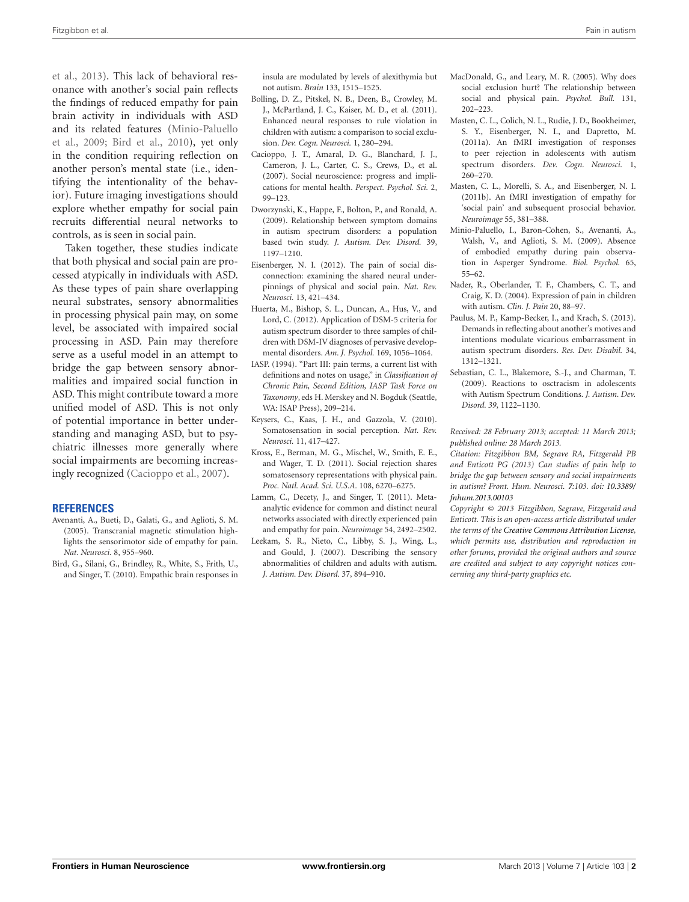et al., 2013). This lack of behavioral resonance with another's social pain reflects the findings of reduced empathy for pain brain activity in individuals with ASD and its related features (Minio-Paluello et al., 2009; Bird et al., 2010), yet only in the condition requiring reflection on another person's mental state (i.e., identifying the intentionality of the behavior). Future imaging investigations should explore whether empathy for social pain recruits differential neural networks to controls, as is seen in social pain.

Taken together, these studies indicate that both physical and social pain are processed atypically in individuals with ASD. As these types of pain share overlapping neural substrates, sensory abnormalities in processing physical pain may, on some level, be associated with impaired social processing in ASD. Pain may therefore serve as a useful model in an attempt to bridge the gap between sensory abnormalities and impaired social function in ASD. This might contribute toward a more unified model of ASD. This is not only of potential importance in better understanding and managing ASD, but to psychiatric illnesses more generally where social impairments are becoming increasingly recognized (Cacioppo et al., 2007).

## REFERENCES

Avenanti, A., Bueti, D., Galati, G., and Aglioti, S. M. (2005). Transcranial magnetic stimulation highlights the sensorimotor side of empathy for pain. *Nat. Neurosci.* 8, 955–960.

Bird, G., Silani, G., Brindley, R., White, S., Frith, U., and Singer, T. (2010). Empathic brain responses in insula are modulated by levels of alexithymia but not autism. *Brain* 133, 1515–1525.

Bolling, D. Z., Pitskel, N. B., Deen, B., Crowley, M. J., McPartland, J. C., Kaiser, M. D., et al. (2011). Enhanced neural responses to rule violation in children with autism: a comparison to social exclusion. *Dev. Cogn. Neurosci.* 1, 280–294.

Cacioppo, J. T., Amaral, D. G., Blanchard, J. J., Cameron, J. L., Carter, C. S., Crews, D., et al. (2007). Social neuroscience: progress and implications for mental health. *Perspect. Psychol. Sci.* 2, 99–123.

Dworzynski, K., Happe, F., Bolton, P., and Ronald, A. (2009). Relationship between symptom domains in autism spectrum disorders: a population based twin study. *J. Autism. Dev. Disord.* 39, 1197–1210.

Eisenberger, N. I. (2012). The pain of social disconnection: examining the shared neural underpinnings of physical and social pain. *Nat. Rev. Neurosci.* 13, 421–434.

Huerta, M., Bishop, S. L., Duncan, A., Hus, V., and Lord, C. (2012). Application of DSM-5 criteria for autism spectrum disorder to three samples of children with DSM-IV diagnoses of pervasive developmental disorders. *Am. J. Psychol.* 169, 1056–1064.

IASP. (1994). "Part III: pain terms, a current list with definitions and notes on usage," in *Classification of Chronic Pain, Second Edition, IASP Task Force on Taxonomy*, eds H. Merskey and N. Bogduk (Seattle, WA: ISAP Press), 209–214.

Keysers, C., Kaas, J. H., and Gazzola, V. (2010). Somatosensation in social perception. *Nat. Rev. Neurosci.* 11, 417–427.

Kross, E., Berman, M. G., Mischel, W., Smith, E. E., and Wager, T. D. (2011). Social rejection shares somatosensory representations with physical pain. *Proc. Natl. Acad. Sci. U.S.A.* 108, 6270–6275.

Lamm, C., Decety, J., and Singer, T. (2011). Meta-analytic evidence for common and distinct neural networks associated with directly experienced pain and empathy for pain. *Neuroimage* 54, 2492–2502.

Leekam, S. R., Nieto, C., Libby, S. J., Wing, L., and Gould, J. (2007). Describing the sensory abnormalities of children and adults with autism. *J. Autism. Dev. Disord.* 37, 894–910.

MacDonald, G., and Leary, M. R. (2005). Why does social exclusion hurt? The relationship between social and physical pain. *Psychol. Bull.* 131, 202–223.

Masten, C. L., Colich, N. L., Rudie, J. D., Bookheimer, S. Y., Eisenberger, N. I., and Dapretto, M. (2011a). An fMRI investigation of responses to peer rejection in adolescents with autism spectrum disorders. *Dev. Cogn. Neurosci.* 1, 260–270.

Masten, C. L., Morelli, S. A., and Eisenberger, N. I. (2011b). An fMRI investigation of empathy for 'social pain' and subsequent prosocial behavior. *Neuroimage* 55, 381–388.

Minio-Paluello, I., Baron-Cohen, S., Avenanti, A., Walsh, V., and Aglioti, S. M. (2009). Absence of embodied empathy during pain observation in Asperger Syndrome. *Biol. Psychol.* 65, 55–62.

Nader, R., Oberlander, T. F., Chambers, C. T., and Craig, K. D. (2004). Expression of pain in children with autism. *Clin. J. Pain* 20, 88–97.

Paulus, M. P., Kamp-Becker, I., and Krach, S. (2013). Demands in reflecting about another's motives and intentions modulate vicarious embarrassment in autism spectrum disorders. *Res. Dev. Disabil.* 34, 1312–1321.

Sebastian, C. L., Blakemore, S.-J., and Charman, T. (2009). Reactions to osctracism in adolescents with Autism Spectrum Conditions. *J. Autism. Dev. Disord. 39*, 1122–1130.

*Received: 28 February 2013; accepted: 11 March 2013; published online: 28 March 2013.*

*Citation: Fitzgibbon BM, Segrave RA, Fitzgerald PB and Enticott PG (2013) Can studies of pain help to bridge the gap between sensory and social impairments in autism? Front. Hum. Neurosci. 7:103. doi: 10.3389/fnhum.2013.00103*

*Copyright © 2013 Fitzgibbon, Segrave, Fitzgerald and Enticott. This is an open-access article distributed under the terms of the Creative Commons Attribution License, which permits use, distribution and reproduction in other forums, provided the original authors and source are credited and subject to any copyright notices concerning any third-party graphics etc.*